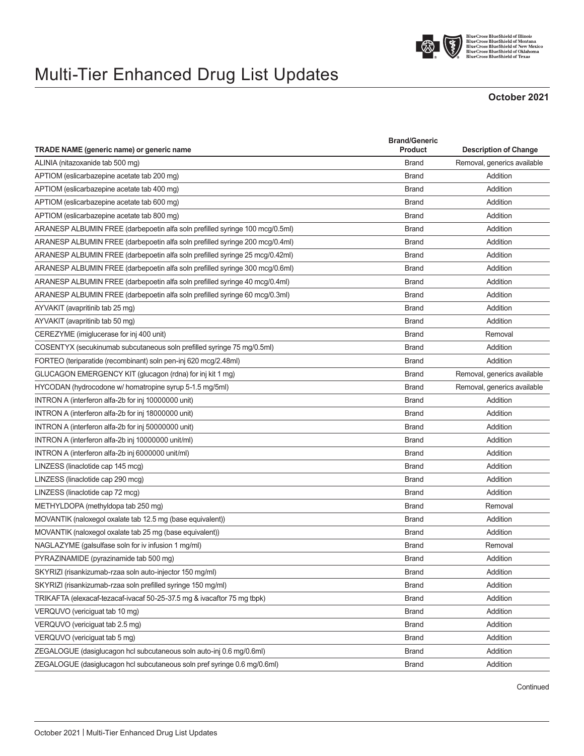# Multi-Tier Enhanced Drug List Updates

**October 2021**

| TRADE NAME (generic name) or generic name | Brand/Generic Product | Description of Change |
|---|---|---|
| ALINIA (nitazoxanide tab 500 mg) | Brand | Removal, generics available |
| APTIOM (eslicarbazepine acetate tab 200 mg) | Brand | Addition |
| APTIOM (eslicarbazepine acetate tab 400 mg) | Brand | Addition |
| APTIOM (eslicarbazepine acetate tab 600 mg) | Brand | Addition |
| APTIOM (eslicarbazepine acetate tab 800 mg) | Brand | Addition |
| ARANESP ALBUMIN FREE (darbepoetin alfa soln prefilled syringe 100 mcg/0.5ml) | Brand | Addition |
| ARANESP ALBUMIN FREE (darbepoetin alfa soln prefilled syringe 200 mcg/0.4ml) | Brand | Addition |
| ARANESP ALBUMIN FREE (darbepoetin alfa soln prefilled syringe 25 mcg/0.42ml) | Brand | Addition |
| ARANESP ALBUMIN FREE (darbepoetin alfa soln prefilled syringe 300 mcg/0.6ml) | Brand | Addition |
| ARANESP ALBUMIN FREE (darbepoetin alfa soln prefilled syringe 40 mcg/0.4ml) | Brand | Addition |
| ARANESP ALBUMIN FREE (darbepoetin alfa soln prefilled syringe 60 mcg/0.3ml) | Brand | Addition |
| AYVAKIT (avapritinib tab 25 mg) | Brand | Addition |
| AYVAKIT (avapritinib tab 50 mg) | Brand | Addition |
| CEREZYME (imiglucerase for inj 400 unit) | Brand | Removal |
| COSENTYX (secukinumab subcutaneous soln prefilled syringe 75 mg/0.5ml) | Brand | Addition |
| FORTEO (teriparatide (recombinant) soln pen-inj 620 mcg/2.48ml) | Brand | Addition |
| GLUCAGON EMERGENCY KIT (glucagon (rdna) for inj kit 1 mg) | Brand | Removal, generics available |
| HYCODAN (hydrocodone w/ homatropine syrup 5-1.5 mg/5ml) | Brand | Removal, generics available |
| INTRON A (interferon alfa-2b for inj 10000000 unit) | Brand | Addition |
| INTRON A (interferon alfa-2b for inj 18000000 unit) | Brand | Addition |
| INTRON A (interferon alfa-2b for inj 50000000 unit) | Brand | Addition |
| INTRON A (interferon alfa-2b inj 10000000 unit/ml) | Brand | Addition |
| INTRON A (interferon alfa-2b inj 6000000 unit/ml) | Brand | Addition |
| LINZESS (linaclotide cap 145 mcg) | Brand | Addition |
| LINZESS (linaclotide cap 290 mcg) | Brand | Addition |
| LINZESS (linaclotide cap 72 mcg) | Brand | Addition |
| METHYLDOPA (methyldopa tab 250 mg) | Brand | Removal |
| MOVANTIK (naloxegol oxalate tab 12.5 mg (base equivalent)) | Brand | Addition |
| MOVANTIK (naloxegol oxalate tab 25 mg (base equivalent)) | Brand | Addition |
| NAGLAZYME (galsulfase soln for iv infusion 1 mg/ml) | Brand | Removal |
| PYRAZINAMIDE (pyrazinamide tab 500 mg) | Brand | Addition |
| SKYRIZI (risankizumab-rzaa soln auto-injector 150 mg/ml) | Brand | Addition |
| SKYRIZI (risankizumab-rzaa soln prefilled syringe 150 mg/ml) | Brand | Addition |
| TRIKAFTA (elexacaf-tezacaf-ivacaf 50-25-37.5 mg & ivacaftor 75 mg tbpk) | Brand | Addition |
| VERQUVO (vericiguat tab 10 mg) | Brand | Addition |
| VERQUVO (vericiguat tab 2.5 mg) | Brand | Addition |
| VERQUVO (vericiguat tab 5 mg) | Brand | Addition |
| ZEGALOGUE (dasiglucagon hcl subcutaneous soln auto-inj 0.6 mg/0.6ml) | Brand | Addition |
| ZEGALOGUE (dasiglucagon hcl subcutaneous soln pref syringe 0.6 mg/0.6ml) | Brand | Addition |

Continued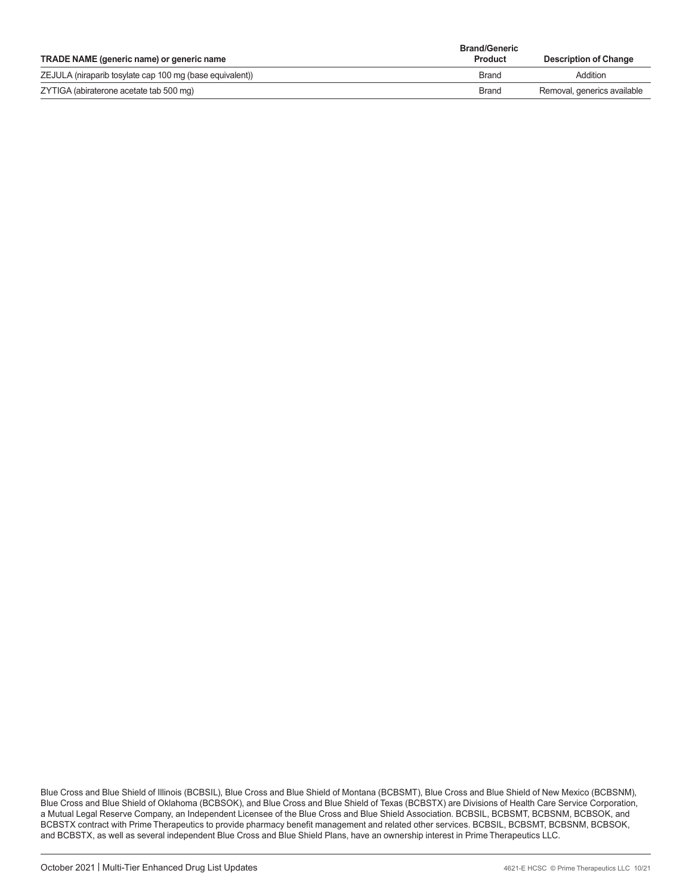| TRADE NAME (generic name) or generic name | Brand/Generic Product | Description of Change |
|---|---|---|
| ZEJULA (niraparib tosylate cap 100 mg (base equivalent)) | Brand | Addition |
| ZYTIGA (abiraterone acetate tab 500 mg) | Brand | Removal, generics available |

Blue Cross and Blue Shield of Illinois (BCBSIL), Blue Cross and Blue Shield of Montana (BCBSMT), Blue Cross and Blue Shield of New Mexico (BCBSNM), Blue Cross and Blue Shield of Oklahoma (BCBSOK), and Blue Cross and Blue Shield of Texas (BCBSTX) are Divisions of Health Care Service Corporation, a Mutual Legal Reserve Company, an Independent Licensee of the Blue Cross and Blue Shield Association. BCBSIL, BCBSMT, BCBSNM, BCBSOK, and BCBSTX contract with Prime Therapeutics to provide pharmacy benefit management and related other services. BCBSIL, BCBSMT, BCBSNM, BCBSOK, and BCBSTX, as well as several independent Blue Cross and Blue Shield Plans, have an ownership interest in Prime Therapeutics LLC.

October 2021 | Multi-Tier Enhanced Drug List Updates

4621-E HCSC © Prime Therapeutics LLC 10/21